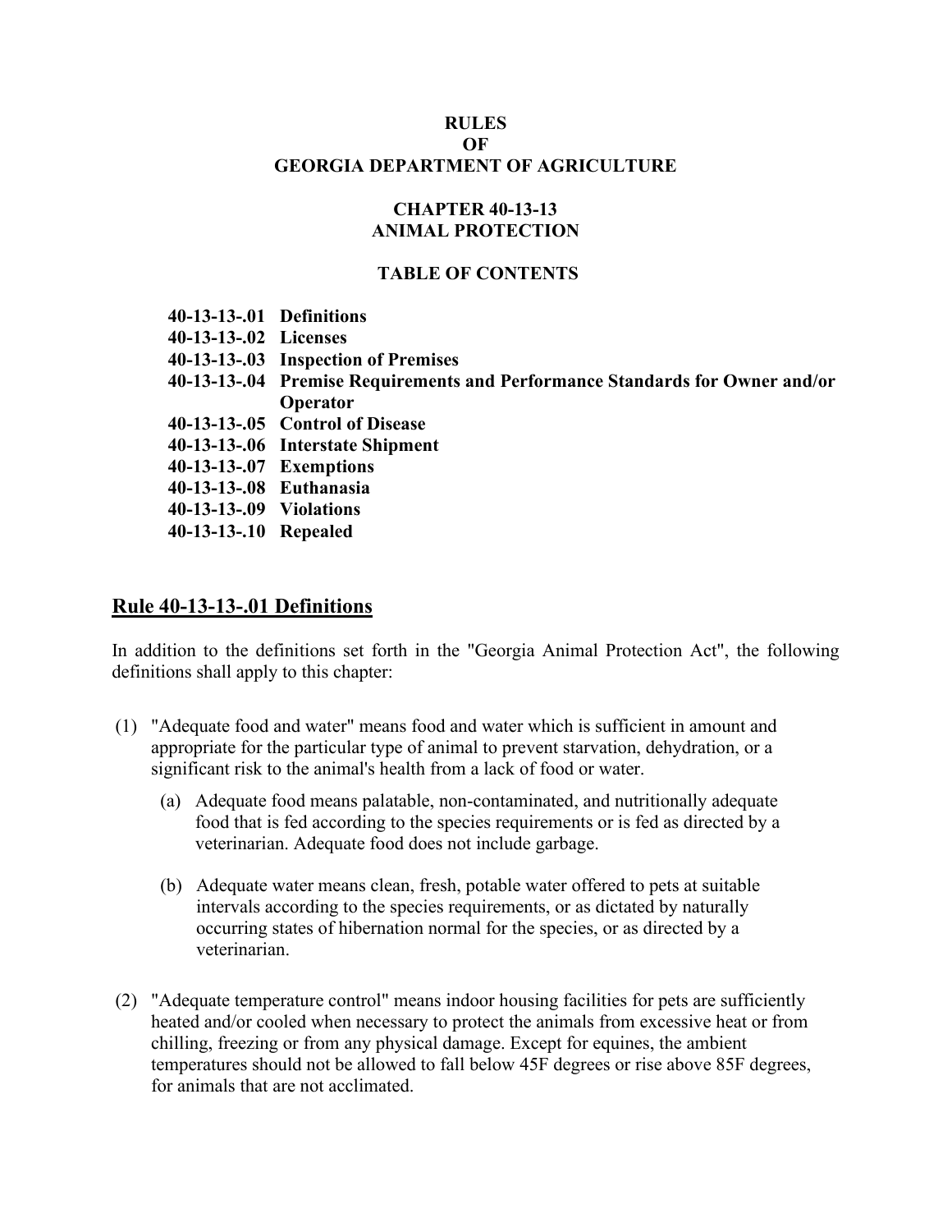# RULES
# OF
# GEORGIA DEPARTMENT OF AGRICULTURE

## CHAPTER 40-13-13
## ANIMAL PROTECTION

### TABLE OF CONTENTS

**40-13-13-.01 Definitions**
**40-13-13-.02 Licenses**
**40-13-13-.03 Inspection of Premises**
**40-13-13-.04 Premise Requirements and Performance Standards for Owner and/or Operator**
**40-13-13-.05 Control of Disease**
**40-13-13-.06 Interstate Shipment**
**40-13-13-.07 Exemptions**
**40-13-13-.08 Euthanasia**
**40-13-13-.09 Violations**
**40-13-13-.10 Repealed**

## Rule 40-13-13-.01 Definitions

In addition to the definitions set forth in the "Georgia Animal Protection Act", the following definitions shall apply to this chapter:

(1) "Adequate food and water" means food and water which is sufficient in amount and appropriate for the particular type of animal to prevent starvation, dehydration, or a significant risk to the animal's health from a lack of food or water.

(a) Adequate food means palatable, non-contaminated, and nutritionally adequate food that is fed according to the species requirements or is fed as directed by a veterinarian. Adequate food does not include garbage.

(b) Adequate water means clean, fresh, potable water offered to pets at suitable intervals according to the species requirements, or as dictated by naturally occurring states of hibernation normal for the species, or as directed by a veterinarian.

(2) "Adequate temperature control" means indoor housing facilities for pets are sufficiently heated and/or cooled when necessary to protect the animals from excessive heat or from chilling, freezing or from any physical damage. Except for equines, the ambient temperatures should not be allowed to fall below 45F degrees or rise above 85F degrees, for animals that are not acclimated.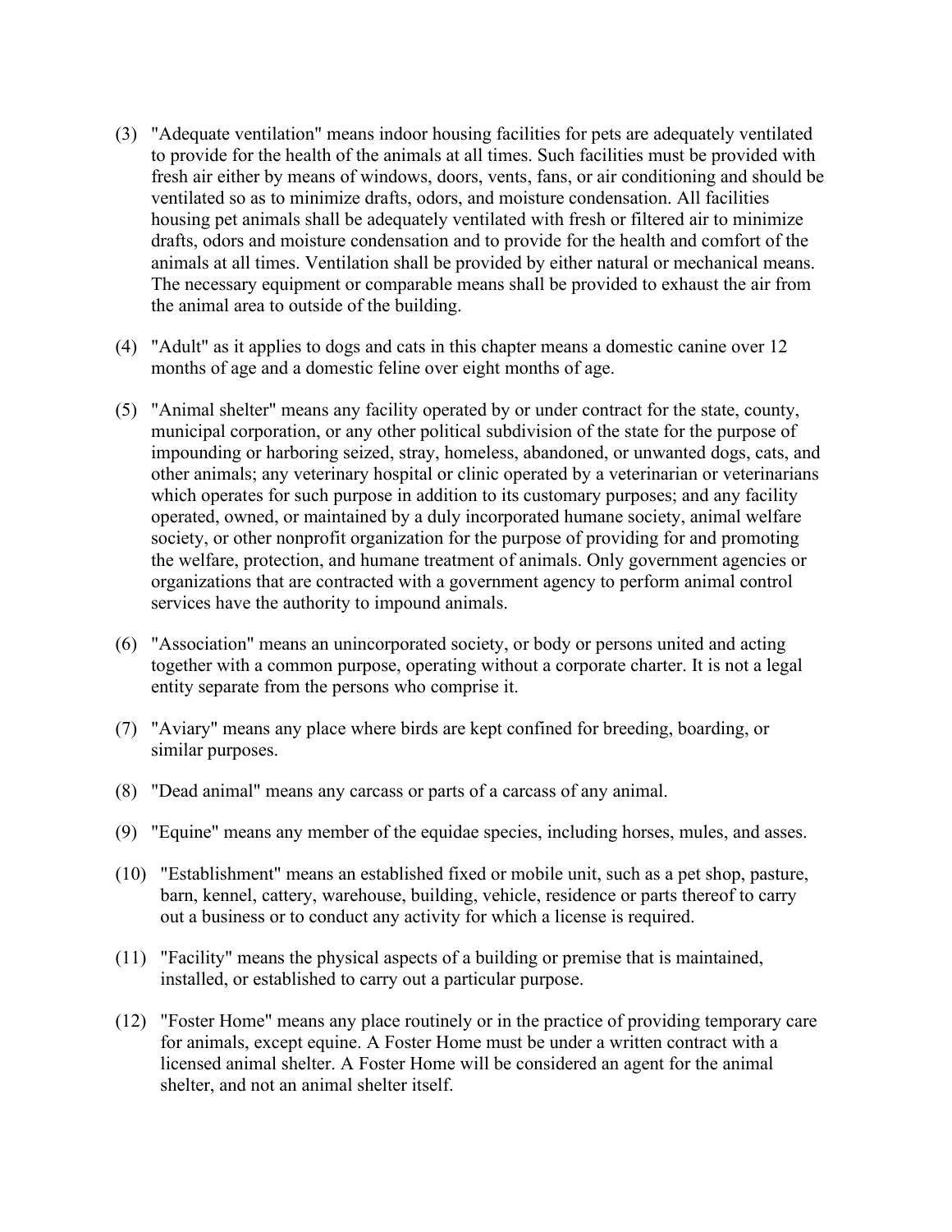(3) "Adequate ventilation" means indoor housing facilities for pets are adequately ventilated to provide for the health of the animals at all times. Such facilities must be provided with fresh air either by means of windows, doors, vents, fans, or air conditioning and should be ventilated so as to minimize drafts, odors, and moisture condensation. All facilities housing pet animals shall be adequately ventilated with fresh or filtered air to minimize drafts, odors and moisture condensation and to provide for the health and comfort of the animals at all times. Ventilation shall be provided by either natural or mechanical means. The necessary equipment or comparable means shall be provided to exhaust the air from the animal area to outside of the building.

(4) "Adult" as it applies to dogs and cats in this chapter means a domestic canine over 12 months of age and a domestic feline over eight months of age.

(5) "Animal shelter" means any facility operated by or under contract for the state, county, municipal corporation, or any other political subdivision of the state for the purpose of impounding or harboring seized, stray, homeless, abandoned, or unwanted dogs, cats, and other animals; any veterinary hospital or clinic operated by a veterinarian or veterinarians which operates for such purpose in addition to its customary purposes; and any facility operated, owned, or maintained by a duly incorporated humane society, animal welfare society, or other nonprofit organization for the purpose of providing for and promoting the welfare, protection, and humane treatment of animals. Only government agencies or organizations that are contracted with a government agency to perform animal control services have the authority to impound animals.

(6) "Association" means an unincorporated society, or body or persons united and acting together with a common purpose, operating without a corporate charter. It is not a legal entity separate from the persons who comprise it.

(7) "Aviary" means any place where birds are kept confined for breeding, boarding, or similar purposes.

(8) "Dead animal" means any carcass or parts of a carcass of any animal.

(9) "Equine" means any member of the equidae species, including horses, mules, and asses.

(10) "Establishment" means an established fixed or mobile unit, such as a pet shop, pasture, barn, kennel, cattery, warehouse, building, vehicle, residence or parts thereof to carry out a business or to conduct any activity for which a license is required.

(11) "Facility" means the physical aspects of a building or premise that is maintained, installed, or established to carry out a particular purpose.

(12) "Foster Home" means any place routinely or in the practice of providing temporary care for animals, except equine. A Foster Home must be under a written contract with a licensed animal shelter. A Foster Home will be considered an agent for the animal shelter, and not an animal shelter itself.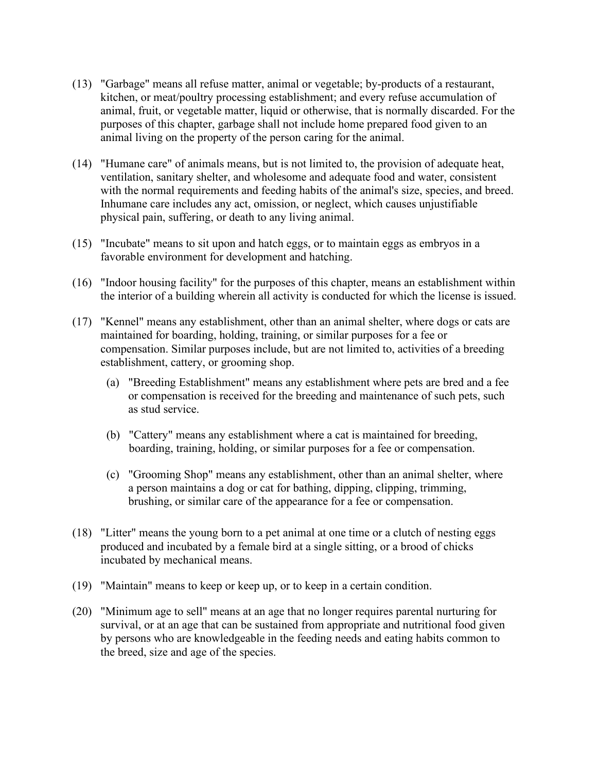(13) "Garbage" means all refuse matter, animal or vegetable; by-products of a restaurant, kitchen, or meat/poultry processing establishment; and every refuse accumulation of animal, fruit, or vegetable matter, liquid or otherwise, that is normally discarded. For the purposes of this chapter, garbage shall not include home prepared food given to an animal living on the property of the person caring for the animal.

(14) "Humane care" of animals means, but is not limited to, the provision of adequate heat, ventilation, sanitary shelter, and wholesome and adequate food and water, consistent with the normal requirements and feeding habits of the animal's size, species, and breed. Inhumane care includes any act, omission, or neglect, which causes unjustifiable physical pain, suffering, or death to any living animal.

(15) "Incubate" means to sit upon and hatch eggs, or to maintain eggs as embryos in a favorable environment for development and hatching.

(16) "Indoor housing facility" for the purposes of this chapter, means an establishment within the interior of a building wherein all activity is conducted for which the license is issued.

(17) "Kennel" means any establishment, other than an animal shelter, where dogs or cats are maintained for boarding, holding, training, or similar purposes for a fee or compensation. Similar purposes include, but are not limited to, activities of a breeding establishment, cattery, or grooming shop.

   (a) "Breeding Establishment" means any establishment where pets are bred and a fee or compensation is received for the breeding and maintenance of such pets, such as stud service.

   (b) "Cattery" means any establishment where a cat is maintained for breeding, boarding, training, holding, or similar purposes for a fee or compensation.

   (c) "Grooming Shop" means any establishment, other than an animal shelter, where a person maintains a dog or cat for bathing, dipping, clipping, trimming, brushing, or similar care of the appearance for a fee or compensation.

(18) "Litter" means the young born to a pet animal at one time or a clutch of nesting eggs produced and incubated by a female bird at a single sitting, or a brood of chicks incubated by mechanical means.

(19) "Maintain" means to keep or keep up, or to keep in a certain condition.

(20) "Minimum age to sell" means at an age that no longer requires parental nurturing for survival, or at an age that can be sustained from appropriate and nutritional food given by persons who are knowledgeable in the feeding needs and eating habits common to the breed, size and age of the species.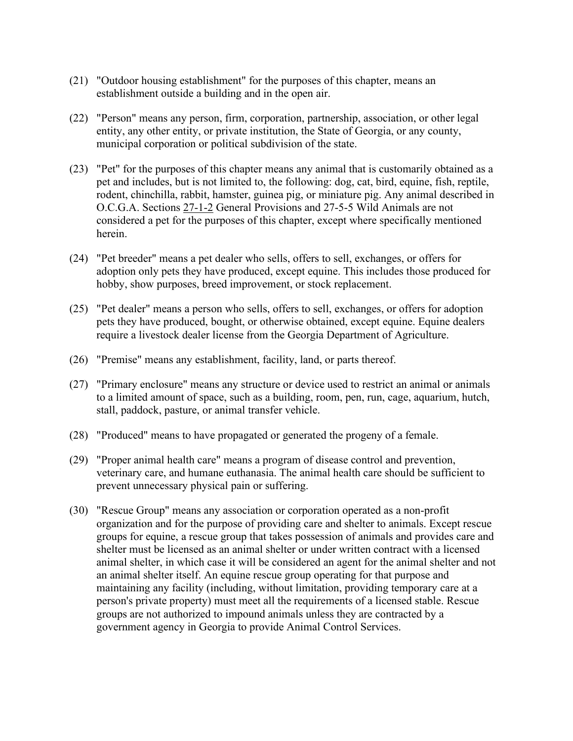(21) "Outdoor housing establishment" for the purposes of this chapter, means an establishment outside a building and in the open air.

(22) "Person" means any person, firm, corporation, partnership, association, or other legal entity, any other entity, or private institution, the State of Georgia, or any county, municipal corporation or political subdivision of the state.

(23) "Pet" for the purposes of this chapter means any animal that is customarily obtained as a pet and includes, but is not limited to, the following: dog, cat, bird, equine, fish, reptile, rodent, chinchilla, rabbit, hamster, guinea pig, or miniature pig. Any animal described in O.C.G.A. Sections 27-1-2 General Provisions and 27-5-5 Wild Animals are not considered a pet for the purposes of this chapter, except where specifically mentioned herein.

(24) "Pet breeder" means a pet dealer who sells, offers to sell, exchanges, or offers for adoption only pets they have produced, except equine. This includes those produced for hobby, show purposes, breed improvement, or stock replacement.

(25) "Pet dealer" means a person who sells, offers to sell, exchanges, or offers for adoption pets they have produced, bought, or otherwise obtained, except equine. Equine dealers require a livestock dealer license from the Georgia Department of Agriculture.

(26) "Premise" means any establishment, facility, land, or parts thereof.

(27) "Primary enclosure" means any structure or device used to restrict an animal or animals to a limited amount of space, such as a building, room, pen, run, cage, aquarium, hutch, stall, paddock, pasture, or animal transfer vehicle.

(28) "Produced" means to have propagated or generated the progeny of a female.

(29) "Proper animal health care" means a program of disease control and prevention, veterinary care, and humane euthanasia. The animal health care should be sufficient to prevent unnecessary physical pain or suffering.

(30) "Rescue Group" means any association or corporation operated as a non-profit organization and for the purpose of providing care and shelter to animals. Except rescue groups for equine, a rescue group that takes possession of animals and provides care and shelter must be licensed as an animal shelter or under written contract with a licensed animal shelter, in which case it will be considered an agent for the animal shelter and not an animal shelter itself. An equine rescue group operating for that purpose and maintaining any facility (including, without limitation, providing temporary care at a person's private property) must meet all the requirements of a licensed stable. Rescue groups are not authorized to impound animals unless they are contracted by a government agency in Georgia to provide Animal Control Services.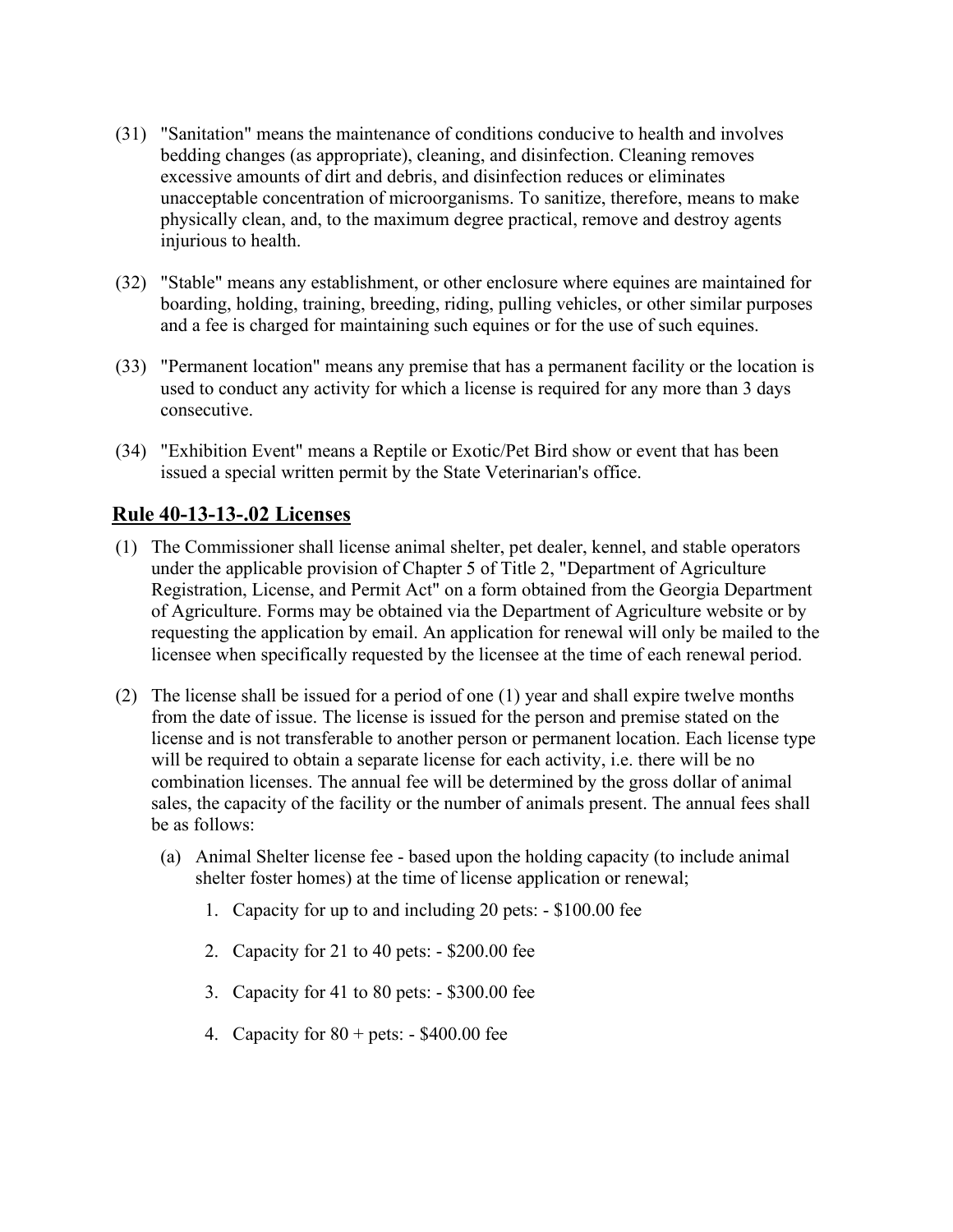(31) "Sanitation" means the maintenance of conditions conducive to health and involves bedding changes (as appropriate), cleaning, and disinfection. Cleaning removes excessive amounts of dirt and debris, and disinfection reduces or eliminates unacceptable concentration of microorganisms. To sanitize, therefore, means to make physically clean, and, to the maximum degree practical, remove and destroy agents injurious to health.

(32) "Stable" means any establishment, or other enclosure where equines are maintained for boarding, holding, training, breeding, riding, pulling vehicles, or other similar purposes and a fee is charged for maintaining such equines or for the use of such equines.

(33) "Permanent location" means any premise that has a permanent facility or the location is used to conduct any activity for which a license is required for any more than 3 days consecutive.

(34) "Exhibition Event" means a Reptile or Exotic/Pet Bird show or event that has been issued a special written permit by the State Veterinarian's office.

## Rule 40-13-13-.02 Licenses

(1) The Commissioner shall license animal shelter, pet dealer, kennel, and stable operators under the applicable provision of Chapter 5 of Title 2, "Department of Agriculture Registration, License, and Permit Act" on a form obtained from the Georgia Department of Agriculture. Forms may be obtained via the Department of Agriculture website or by requesting the application by email. An application for renewal will only be mailed to the licensee when specifically requested by the licensee at the time of each renewal period.

(2) The license shall be issued for a period of one (1) year and shall expire twelve months from the date of issue. The license is issued for the person and premise stated on the license and is not transferable to another person or permanent location. Each license type will be required to obtain a separate license for each activity, i.e. there will be no combination licenses. The annual fee will be determined by the gross dollar of animal sales, the capacity of the facility or the number of animals present. The annual fees shall be as follows:

   (a) Animal Shelter license fee - based upon the holding capacity (to include animal shelter foster homes) at the time of license application or renewal;

      1. Capacity for up to and including 20 pets: - $100.00 fee

      2. Capacity for 21 to 40 pets: - $200.00 fee

      3. Capacity for 41 to 80 pets: - $300.00 fee

      4. Capacity for 80 + pets: - $400.00 fee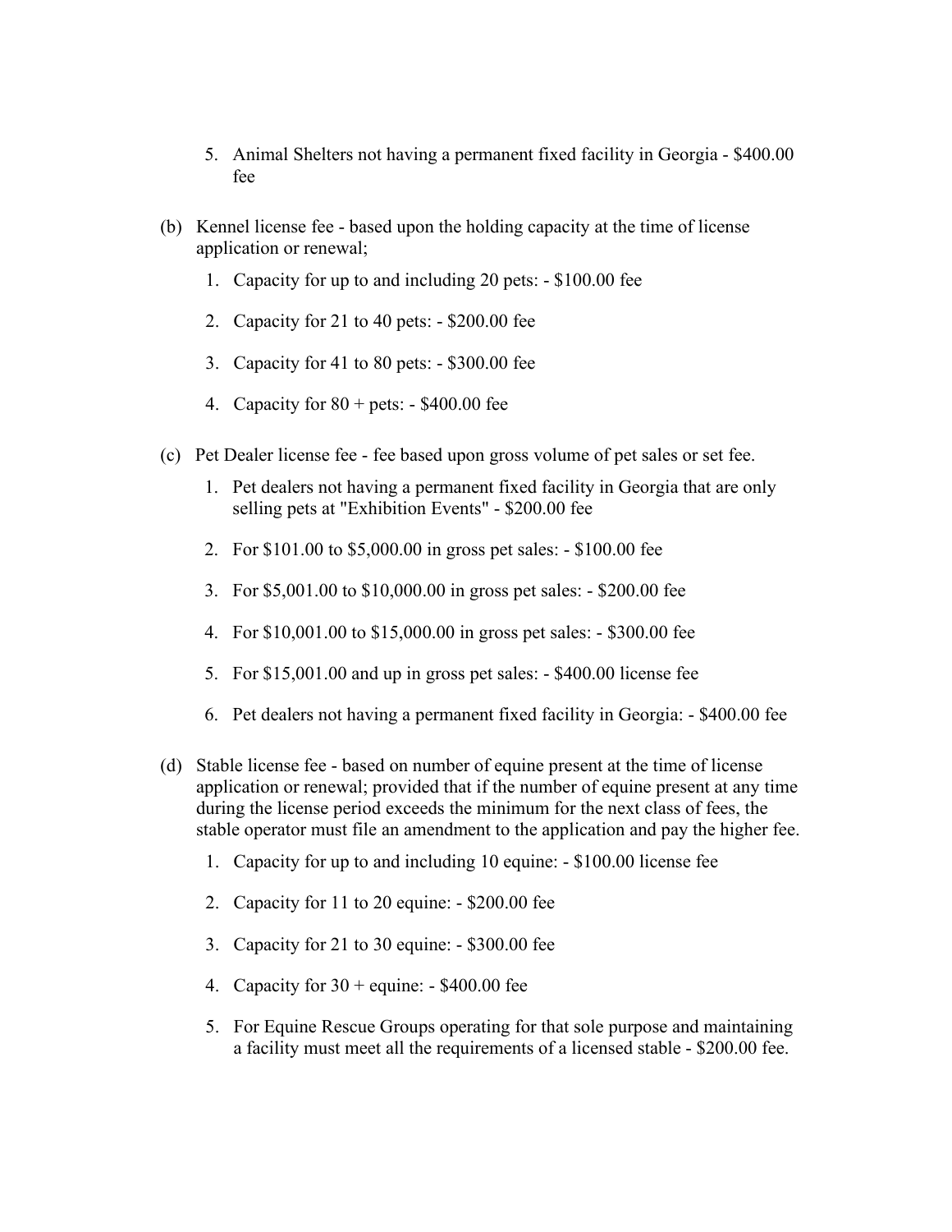5. Animal Shelters not having a permanent fixed facility in Georgia - $400.00 fee

(b) Kennel license fee - based upon the holding capacity at the time of license application or renewal;

1. Capacity for up to and including 20 pets: - $100.00 fee

2. Capacity for 21 to 40 pets: - $200.00 fee

3. Capacity for 41 to 80 pets: - $300.00 fee

4. Capacity for 80 + pets: - $400.00 fee

(c) Pet Dealer license fee - fee based upon gross volume of pet sales or set fee.

1. Pet dealers not having a permanent fixed facility in Georgia that are only selling pets at "Exhibition Events" - $200.00 fee

2. For $101.00 to $5,000.00 in gross pet sales: - $100.00 fee

3. For $5,001.00 to $10,000.00 in gross pet sales: - $200.00 fee

4. For $10,001.00 to $15,000.00 in gross pet sales: - $300.00 fee

5. For $15,001.00 and up in gross pet sales: - $400.00 license fee

6. Pet dealers not having a permanent fixed facility in Georgia: - $400.00 fee

(d) Stable license fee - based on number of equine present at the time of license application or renewal; provided that if the number of equine present at any time during the license period exceeds the minimum for the next class of fees, the stable operator must file an amendment to the application and pay the higher fee.

1. Capacity for up to and including 10 equine: - $100.00 license fee

2. Capacity for 11 to 20 equine: - $200.00 fee

3. Capacity for 21 to 30 equine: - $300.00 fee

4. Capacity for 30 + equine: - $400.00 fee

5. For Equine Rescue Groups operating for that sole purpose and maintaining a facility must meet all the requirements of a licensed stable - $200.00 fee.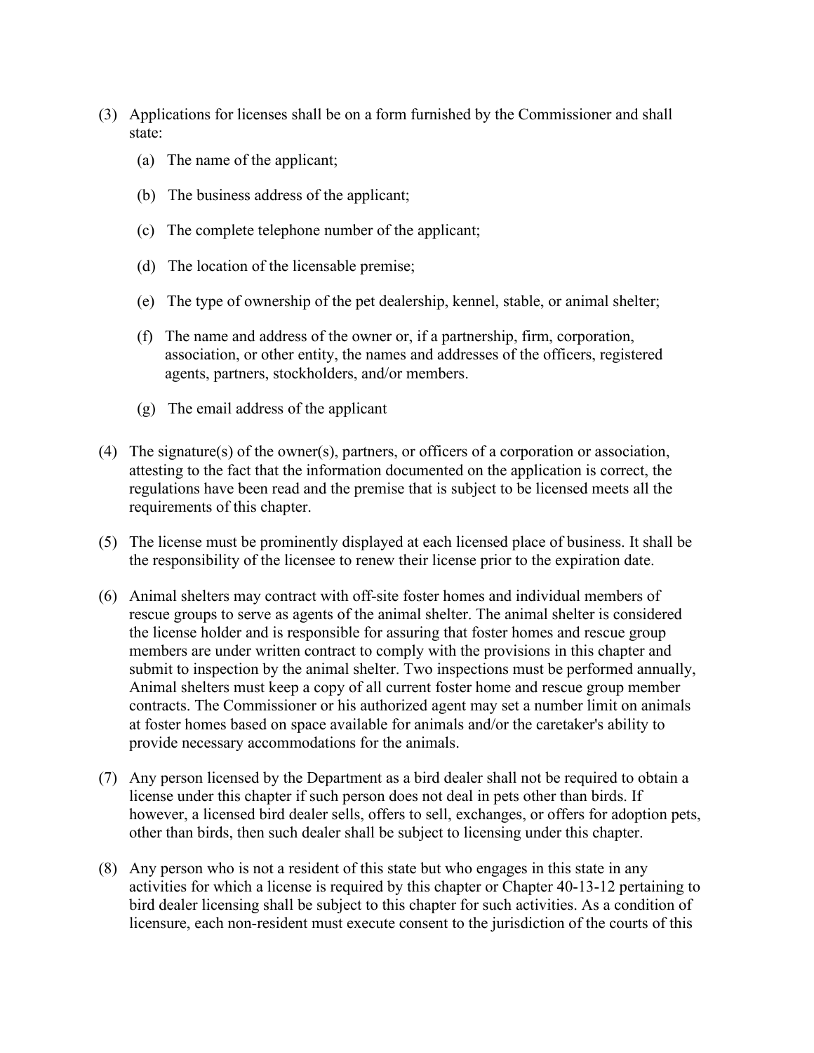(3) Applications for licenses shall be on a form furnished by the Commissioner and shall state:

   (a) The name of the applicant;

   (b) The business address of the applicant;

   (c) The complete telephone number of the applicant;

   (d) The location of the licensable premise;

   (e) The type of ownership of the pet dealership, kennel, stable, or animal shelter;

   (f) The name and address of the owner or, if a partnership, firm, corporation, association, or other entity, the names and addresses of the officers, registered agents, partners, stockholders, and/or members.

   (g) The email address of the applicant

(4) The signature(s) of the owner(s), partners, or officers of a corporation or association, attesting to the fact that the information documented on the application is correct, the regulations have been read and the premise that is subject to be licensed meets all the requirements of this chapter.

(5) The license must be prominently displayed at each licensed place of business. It shall be the responsibility of the licensee to renew their license prior to the expiration date.

(6) Animal shelters may contract with off-site foster homes and individual members of rescue groups to serve as agents of the animal shelter. The animal shelter is considered the license holder and is responsible for assuring that foster homes and rescue group members are under written contract to comply with the provisions in this chapter and submit to inspection by the animal shelter. Two inspections must be performed annually, Animal shelters must keep a copy of all current foster home and rescue group member contracts. The Commissioner or his authorized agent may set a number limit on animals at foster homes based on space available for animals and/or the caretaker's ability to provide necessary accommodations for the animals.

(7) Any person licensed by the Department as a bird dealer shall not be required to obtain a license under this chapter if such person does not deal in pets other than birds. If however, a licensed bird dealer sells, offers to sell, exchanges, or offers for adoption pets, other than birds, then such dealer shall be subject to licensing under this chapter.

(8) Any person who is not a resident of this state but who engages in this state in any activities for which a license is required by this chapter or Chapter 40-13-12 pertaining to bird dealer licensing shall be subject to this chapter for such activities. As a condition of licensure, each non-resident must execute consent to the jurisdiction of the courts of this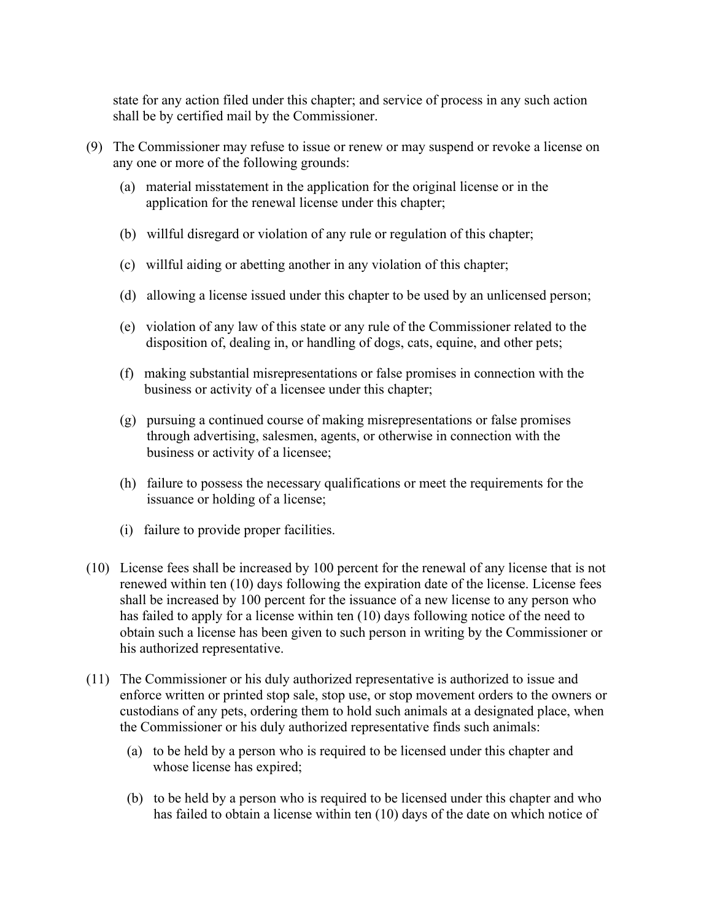state for any action filed under this chapter; and service of process in any such action shall be by certified mail by the Commissioner.

(9) The Commissioner may refuse to issue or renew or may suspend or revoke a license on any one or more of the following grounds:

   (a) material misstatement in the application for the original license or in the application for the renewal license under this chapter;

   (b) willful disregard or violation of any rule or regulation of this chapter;

   (c) willful aiding or abetting another in any violation of this chapter;

   (d) allowing a license issued under this chapter to be used by an unlicensed person;

   (e) violation of any law of this state or any rule of the Commissioner related to the disposition of, dealing in, or handling of dogs, cats, equine, and other pets;

   (f) making substantial misrepresentations or false promises in connection with the business or activity of a licensee under this chapter;

   (g) pursuing a continued course of making misrepresentations or false promises through advertising, salesmen, agents, or otherwise in connection with the business or activity of a licensee;

   (h) failure to possess the necessary qualifications or meet the requirements for the issuance or holding of a license;

   (i) failure to provide proper facilities.

(10) License fees shall be increased by 100 percent for the renewal of any license that is not renewed within ten (10) days following the expiration date of the license. License fees shall be increased by 100 percent for the issuance of a new license to any person who has failed to apply for a license within ten (10) days following notice of the need to obtain such a license has been given to such person in writing by the Commissioner or his authorized representative.

(11) The Commissioner or his duly authorized representative is authorized to issue and enforce written or printed stop sale, stop use, or stop movement orders to the owners or custodians of any pets, ordering them to hold such animals at a designated place, when the Commissioner or his duly authorized representative finds such animals:

   (a) to be held by a person who is required to be licensed under this chapter and whose license has expired;

   (b) to be held by a person who is required to be licensed under this chapter and who has failed to obtain a license within ten (10) days of the date on which notice of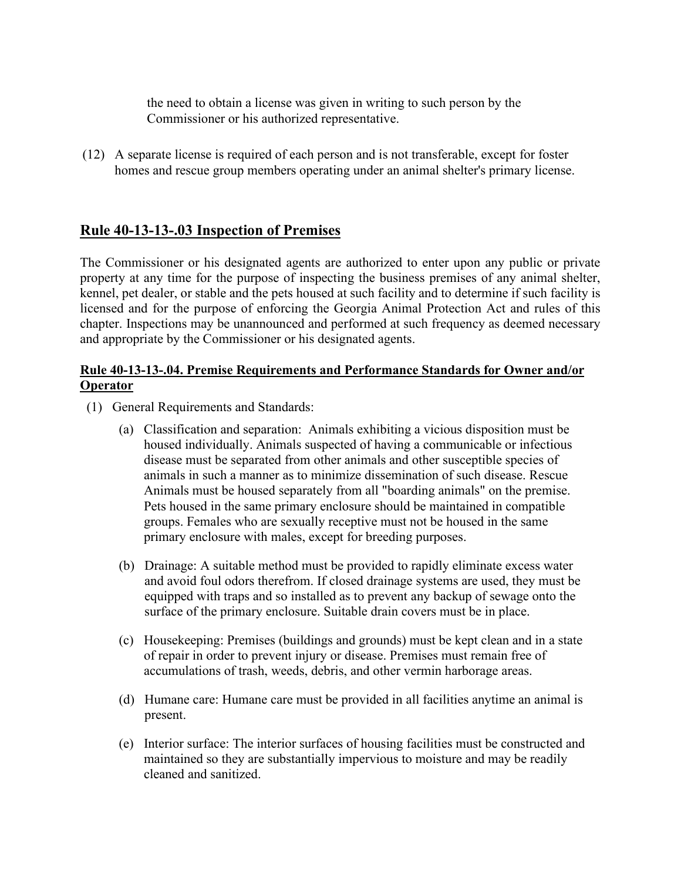the need to obtain a license was given in writing to such person by the Commissioner or his authorized representative.

(12) A separate license is required of each person and is not transferable, except for foster homes and rescue group members operating under an animal shelter's primary license.

## Rule 40-13-13-.03 Inspection of Premises

The Commissioner or his designated agents are authorized to enter upon any public or private property at any time for the purpose of inspecting the business premises of any animal shelter, kennel, pet dealer, or stable and the pets housed at such facility and to determine if such facility is licensed and for the purpose of enforcing the Georgia Animal Protection Act and rules of this chapter. Inspections may be unannounced and performed at such frequency as deemed necessary and appropriate by the Commissioner or his designated agents.

### Rule 40-13-13-.04. Premise Requirements and Performance Standards for Owner and/or Operator

(1) General Requirements and Standards:

(a) Classification and separation: Animals exhibiting a vicious disposition must be housed individually. Animals suspected of having a communicable or infectious disease must be separated from other animals and other susceptible species of animals in such a manner as to minimize dissemination of such disease. Rescue Animals must be housed separately from all "boarding animals" on the premise. Pets housed in the same primary enclosure should be maintained in compatible groups. Females who are sexually receptive must not be housed in the same primary enclosure with males, except for breeding purposes.

(b) Drainage: A suitable method must be provided to rapidly eliminate excess water and avoid foul odors therefrom. If closed drainage systems are used, they must be equipped with traps and so installed as to prevent any backup of sewage onto the surface of the primary enclosure. Suitable drain covers must be in place.

(c) Housekeeping: Premises (buildings and grounds) must be kept clean and in a state of repair in order to prevent injury or disease. Premises must remain free of accumulations of trash, weeds, debris, and other vermin harborage areas.

(d) Humane care: Humane care must be provided in all facilities anytime an animal is present.

(e) Interior surface: The interior surfaces of housing facilities must be constructed and maintained so they are substantially impervious to moisture and may be readily cleaned and sanitized.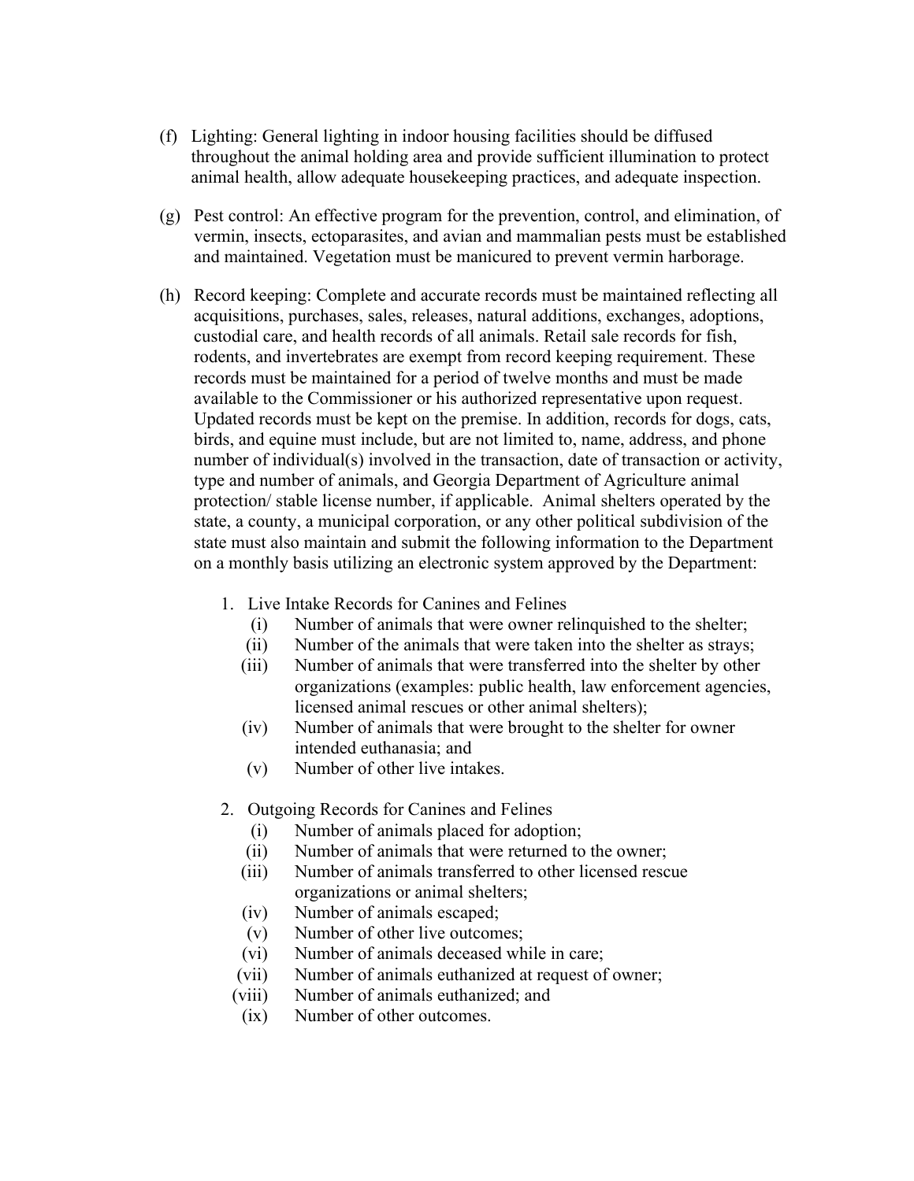(f) Lighting: General lighting in indoor housing facilities should be diffused throughout the animal holding area and provide sufficient illumination to protect animal health, allow adequate housekeeping practices, and adequate inspection.

(g) Pest control: An effective program for the prevention, control, and elimination, of vermin, insects, ectoparasites, and avian and mammalian pests must be established and maintained. Vegetation must be manicured to prevent vermin harborage.

(h) Record keeping: Complete and accurate records must be maintained reflecting all acquisitions, purchases, sales, releases, natural additions, exchanges, adoptions, custodial care, and health records of all animals. Retail sale records for fish, rodents, and invertebrates are exempt from record keeping requirement. These records must be maintained for a period of twelve months and must be made available to the Commissioner or his authorized representative upon request. Updated records must be kept on the premise. In addition, records for dogs, cats, birds, and equine must include, but are not limited to, name, address, and phone number of individual(s) involved in the transaction, date of transaction or activity, type and number of animals, and Georgia Department of Agriculture animal protection/ stable license number, if applicable. Animal shelters operated by the state, a county, a municipal corporation, or any other political subdivision of the state must also maintain and submit the following information to the Department on a monthly basis utilizing an electronic system approved by the Department:

1. Live Intake Records for Canines and Felines
   - (i) Number of animals that were owner relinquished to the shelter;
   - (ii) Number of the animals that were taken into the shelter as strays;
   - (iii) Number of animals that were transferred into the shelter by other organizations (examples: public health, law enforcement agencies, licensed animal rescues or other animal shelters);
   - (iv) Number of animals that were brought to the shelter for owner intended euthanasia; and
   - (v) Number of other live intakes.

2. Outgoing Records for Canines and Felines
   - (i) Number of animals placed for adoption;
   - (ii) Number of animals that were returned to the owner;
   - (iii) Number of animals transferred to other licensed rescue organizations or animal shelters;
   - (iv) Number of animals escaped;
   - (v) Number of other live outcomes;
   - (vi) Number of animals deceased while in care;
   - (vii) Number of animals euthanized at request of owner;
   - (viii) Number of animals euthanized; and
   - (ix) Number of other outcomes.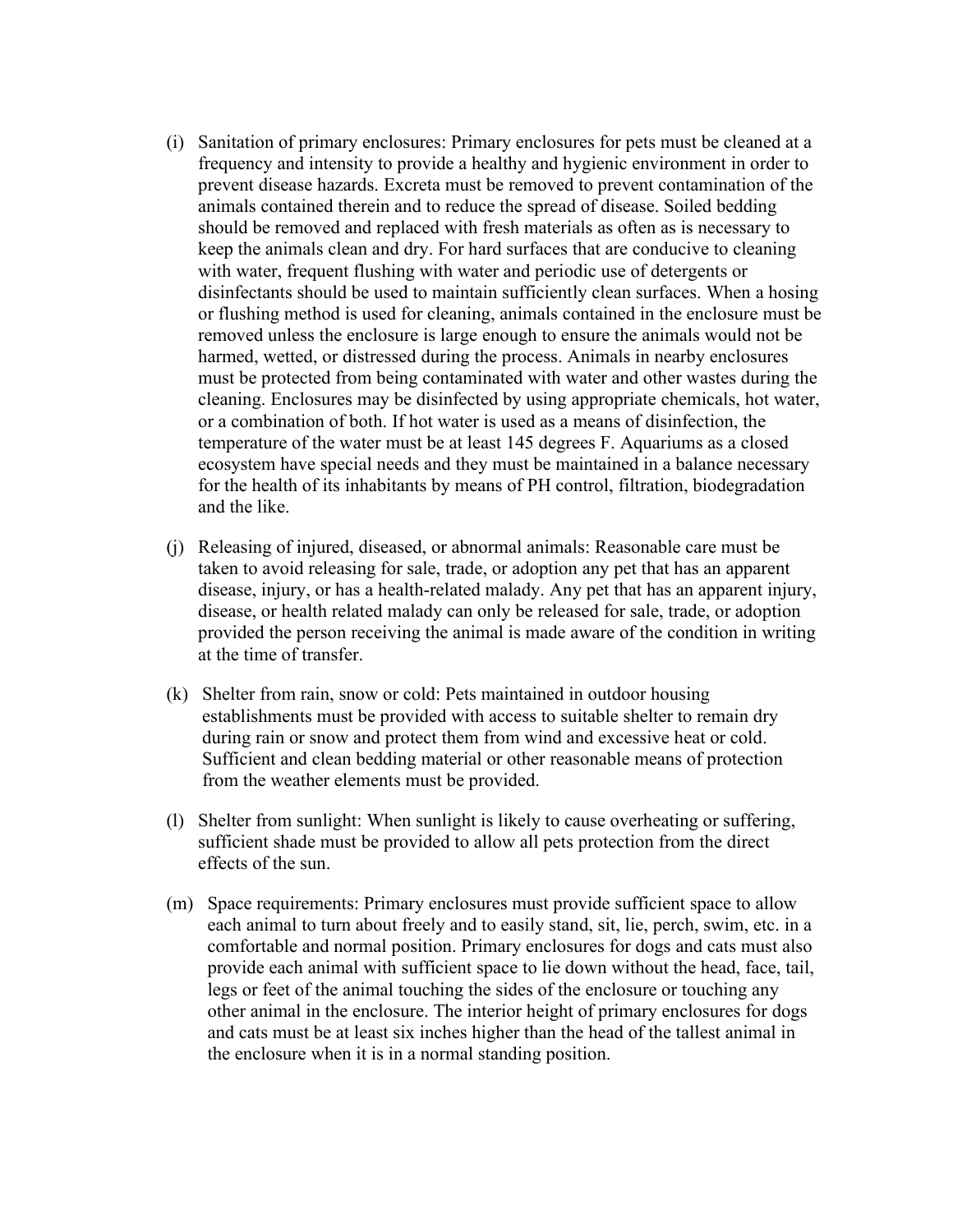(i) Sanitation of primary enclosures: Primary enclosures for pets must be cleaned at a frequency and intensity to provide a healthy and hygienic environment in order to prevent disease hazards. Excreta must be removed to prevent contamination of the animals contained therein and to reduce the spread of disease. Soiled bedding should be removed and replaced with fresh materials as often as is necessary to keep the animals clean and dry. For hard surfaces that are conducive to cleaning with water, frequent flushing with water and periodic use of detergents or disinfectants should be used to maintain sufficiently clean surfaces. When a hosing or flushing method is used for cleaning, animals contained in the enclosure must be removed unless the enclosure is large enough to ensure the animals would not be harmed, wetted, or distressed during the process. Animals in nearby enclosures must be protected from being contaminated with water and other wastes during the cleaning. Enclosures may be disinfected by using appropriate chemicals, hot water, or a combination of both. If hot water is used as a means of disinfection, the temperature of the water must be at least 145 degrees F. Aquariums as a closed ecosystem have special needs and they must be maintained in a balance necessary for the health of its inhabitants by means of PH control, filtration, biodegradation and the like.

(j) Releasing of injured, diseased, or abnormal animals: Reasonable care must be taken to avoid releasing for sale, trade, or adoption any pet that has an apparent disease, injury, or has a health-related malady. Any pet that has an apparent injury, disease, or health related malady can only be released for sale, trade, or adoption provided the person receiving the animal is made aware of the condition in writing at the time of transfer.

(k) Shelter from rain, snow or cold: Pets maintained in outdoor housing establishments must be provided with access to suitable shelter to remain dry during rain or snow and protect them from wind and excessive heat or cold. Sufficient and clean bedding material or other reasonable means of protection from the weather elements must be provided.

(l) Shelter from sunlight: When sunlight is likely to cause overheating or suffering, sufficient shade must be provided to allow all pets protection from the direct effects of the sun.

(m) Space requirements: Primary enclosures must provide sufficient space to allow each animal to turn about freely and to easily stand, sit, lie, perch, swim, etc. in a comfortable and normal position. Primary enclosures for dogs and cats must also provide each animal with sufficient space to lie down without the head, face, tail, legs or feet of the animal touching the sides of the enclosure or touching any other animal in the enclosure. The interior height of primary enclosures for dogs and cats must be at least six inches higher than the head of the tallest animal in the enclosure when it is in a normal standing position.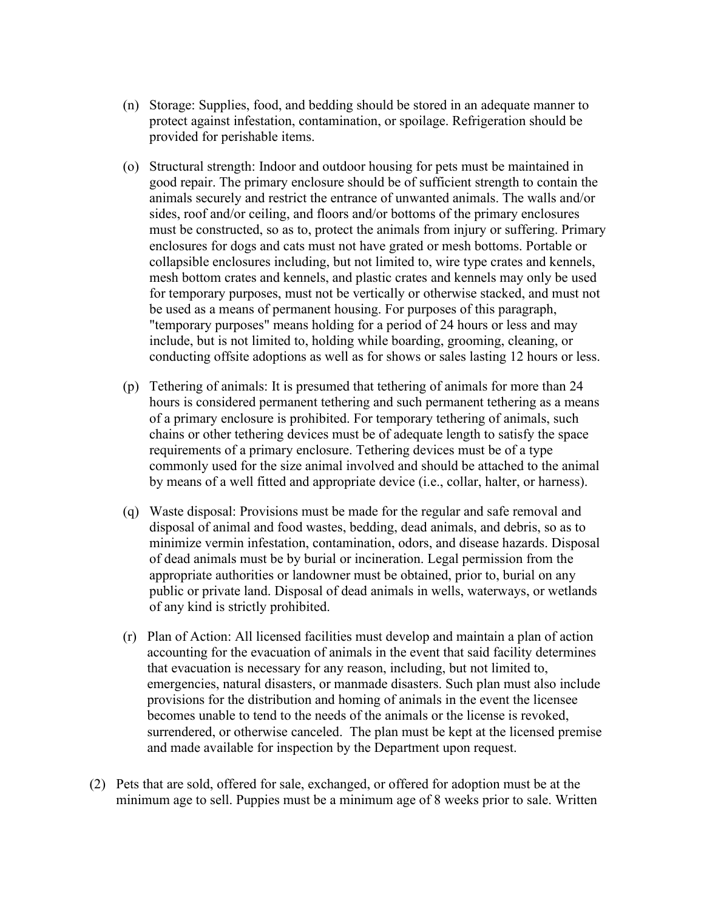(n) Storage: Supplies, food, and bedding should be stored in an adequate manner to protect against infestation, contamination, or spoilage. Refrigeration should be provided for perishable items.

(o) Structural strength: Indoor and outdoor housing for pets must be maintained in good repair. The primary enclosure should be of sufficient strength to contain the animals securely and restrict the entrance of unwanted animals. The walls and/or sides, roof and/or ceiling, and floors and/or bottoms of the primary enclosures must be constructed, so as to, protect the animals from injury or suffering. Primary enclosures for dogs and cats must not have grated or mesh bottoms. Portable or collapsible enclosures including, but not limited to, wire type crates and kennels, mesh bottom crates and kennels, and plastic crates and kennels may only be used for temporary purposes, must not be vertically or otherwise stacked, and must not be used as a means of permanent housing. For purposes of this paragraph, "temporary purposes" means holding for a period of 24 hours or less and may include, but is not limited to, holding while boarding, grooming, cleaning, or conducting offsite adoptions as well as for shows or sales lasting 12 hours or less.

(p) Tethering of animals: It is presumed that tethering of animals for more than 24 hours is considered permanent tethering and such permanent tethering as a means of a primary enclosure is prohibited. For temporary tethering of animals, such chains or other tethering devices must be of adequate length to satisfy the space requirements of a primary enclosure. Tethering devices must be of a type commonly used for the size animal involved and should be attached to the animal by means of a well fitted and appropriate device (i.e., collar, halter, or harness).

(q) Waste disposal: Provisions must be made for the regular and safe removal and disposal of animal and food wastes, bedding, dead animals, and debris, so as to minimize vermin infestation, contamination, odors, and disease hazards. Disposal of dead animals must be by burial or incineration. Legal permission from the appropriate authorities or landowner must be obtained, prior to, burial on any public or private land. Disposal of dead animals in wells, waterways, or wetlands of any kind is strictly prohibited.

(r) Plan of Action: All licensed facilities must develop and maintain a plan of action accounting for the evacuation of animals in the event that said facility determines that evacuation is necessary for any reason, including, but not limited to, emergencies, natural disasters, or manmade disasters. Such plan must also include provisions for the distribution and homing of animals in the event the licensee becomes unable to tend to the needs of the animals or the license is revoked, surrendered, or otherwise canceled. The plan must be kept at the licensed premise and made available for inspection by the Department upon request.

(2) Pets that are sold, offered for sale, exchanged, or offered for adoption must be at the minimum age to sell. Puppies must be a minimum age of 8 weeks prior to sale. Written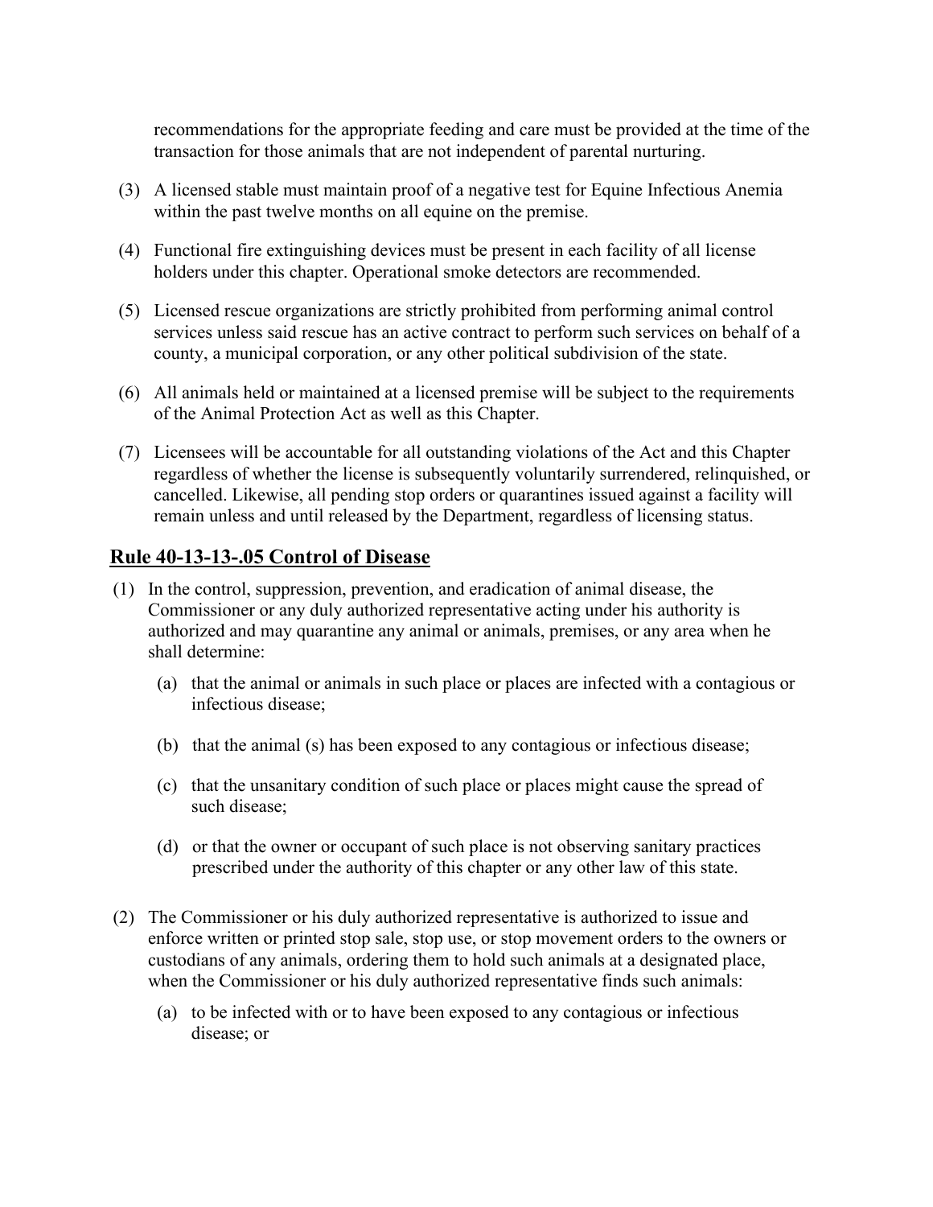recommendations for the appropriate feeding and care must be provided at the time of the transaction for those animals that are not independent of parental nurturing.

(3) A licensed stable must maintain proof of a negative test for Equine Infectious Anemia within the past twelve months on all equine on the premise.

(4) Functional fire extinguishing devices must be present in each facility of all license holders under this chapter. Operational smoke detectors are recommended.

(5) Licensed rescue organizations are strictly prohibited from performing animal control services unless said rescue has an active contract to perform such services on behalf of a county, a municipal corporation, or any other political subdivision of the state.

(6) All animals held or maintained at a licensed premise will be subject to the requirements of the Animal Protection Act as well as this Chapter.

(7) Licensees will be accountable for all outstanding violations of the Act and this Chapter regardless of whether the license is subsequently voluntarily surrendered, relinquished, or cancelled. Likewise, all pending stop orders or quarantines issued against a facility will remain unless and until released by the Department, regardless of licensing status.

## Rule 40-13-13-.05 Control of Disease

(1) In the control, suppression, prevention, and eradication of animal disease, the Commissioner or any duly authorized representative acting under his authority is authorized and may quarantine any animal or animals, premises, or any area when he shall determine:

  (a) that the animal or animals in such place or places are infected with a contagious or infectious disease;

  (b) that the animal (s) has been exposed to any contagious or infectious disease;

  (c) that the unsanitary condition of such place or places might cause the spread of such disease;

  (d) or that the owner or occupant of such place is not observing sanitary practices prescribed under the authority of this chapter or any other law of this state.

(2) The Commissioner or his duly authorized representative is authorized to issue and enforce written or printed stop sale, stop use, or stop movement orders to the owners or custodians of any animals, ordering them to hold such animals at a designated place, when the Commissioner or his duly authorized representative finds such animals:

  (a) to be infected with or to have been exposed to any contagious or infectious disease; or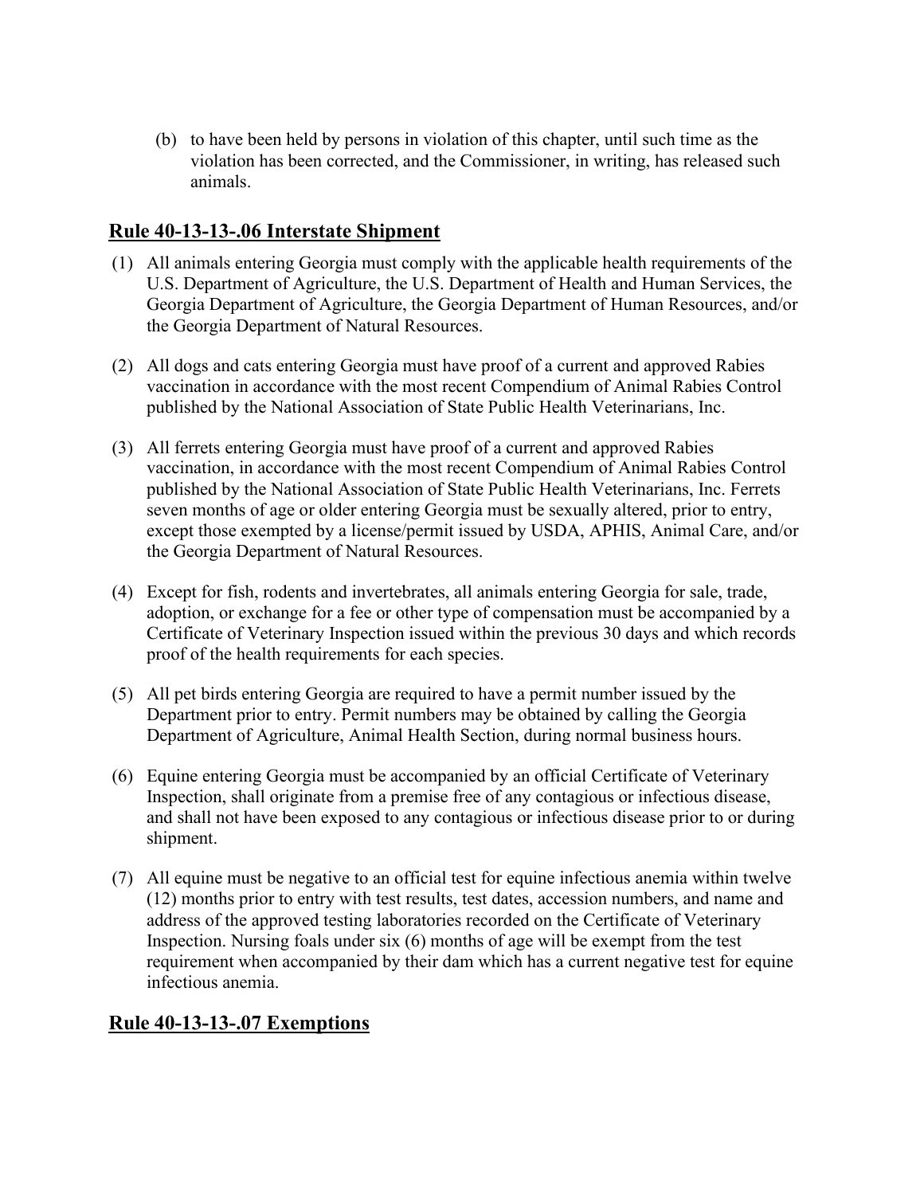(b) to have been held by persons in violation of this chapter, until such time as the violation has been corrected, and the Commissioner, in writing, has released such animals.

## Rule 40-13-13-.06 Interstate Shipment

(1) All animals entering Georgia must comply with the applicable health requirements of the U.S. Department of Agriculture, the U.S. Department of Health and Human Services, the Georgia Department of Agriculture, the Georgia Department of Human Resources, and/or the Georgia Department of Natural Resources.

(2) All dogs and cats entering Georgia must have proof of a current and approved Rabies vaccination in accordance with the most recent Compendium of Animal Rabies Control published by the National Association of State Public Health Veterinarians, Inc.

(3) All ferrets entering Georgia must have proof of a current and approved Rabies vaccination, in accordance with the most recent Compendium of Animal Rabies Control published by the National Association of State Public Health Veterinarians, Inc. Ferrets seven months of age or older entering Georgia must be sexually altered, prior to entry, except those exempted by a license/permit issued by USDA, APHIS, Animal Care, and/or the Georgia Department of Natural Resources.

(4) Except for fish, rodents and invertebrates, all animals entering Georgia for sale, trade, adoption, or exchange for a fee or other type of compensation must be accompanied by a Certificate of Veterinary Inspection issued within the previous 30 days and which records proof of the health requirements for each species.

(5) All pet birds entering Georgia are required to have a permit number issued by the Department prior to entry. Permit numbers may be obtained by calling the Georgia Department of Agriculture, Animal Health Section, during normal business hours.

(6) Equine entering Georgia must be accompanied by an official Certificate of Veterinary Inspection, shall originate from a premise free of any contagious or infectious disease, and shall not have been exposed to any contagious or infectious disease prior to or during shipment.

(7) All equine must be negative to an official test for equine infectious anemia within twelve (12) months prior to entry with test results, test dates, accession numbers, and name and address of the approved testing laboratories recorded on the Certificate of Veterinary Inspection. Nursing foals under six (6) months of age will be exempt from the test requirement when accompanied by their dam which has a current negative test for equine infectious anemia.

## Rule 40-13-13-.07 Exemptions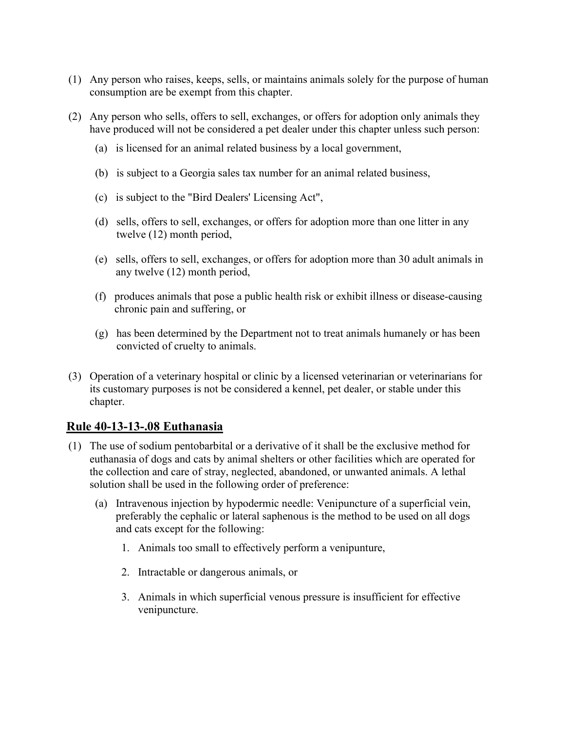(1) Any person who raises, keeps, sells, or maintains animals solely for the purpose of human consumption are be exempt from this chapter.

(2) Any person who sells, offers to sell, exchanges, or offers for adoption only animals they have produced will not be considered a pet dealer under this chapter unless such person:

   (a) is licensed for an animal related business by a local government,

   (b) is subject to a Georgia sales tax number for an animal related business,

   (c) is subject to the "Bird Dealers' Licensing Act",

   (d) sells, offers to sell, exchanges, or offers for adoption more than one litter in any twelve (12) month period,

   (e) sells, offers to sell, exchanges, or offers for adoption more than 30 adult animals in any twelve (12) month period,

   (f) produces animals that pose a public health risk or exhibit illness or disease-causing chronic pain and suffering, or

   (g) has been determined by the Department not to treat animals humanely or has been convicted of cruelty to animals.

(3) Operation of a veterinary hospital or clinic by a licensed veterinarian or veterinarians for its customary purposes is not be considered a kennel, pet dealer, or stable under this chapter.

## Rule 40-13-13-.08 Euthanasia

(1) The use of sodium pentobarbital or a derivative of it shall be the exclusive method for euthanasia of dogs and cats by animal shelters or other facilities which are operated for the collection and care of stray, neglected, abandoned, or unwanted animals. A lethal solution shall be used in the following order of preference:

   (a) Intravenous injection by hypodermic needle: Venipuncture of a superficial vein, preferably the cephalic or lateral saphenous is the method to be used on all dogs and cats except for the following:

      1. Animals too small to effectively perform a venipunture,

      2. Intractable or dangerous animals, or

      3. Animals in which superficial venous pressure is insufficient for effective venipuncture.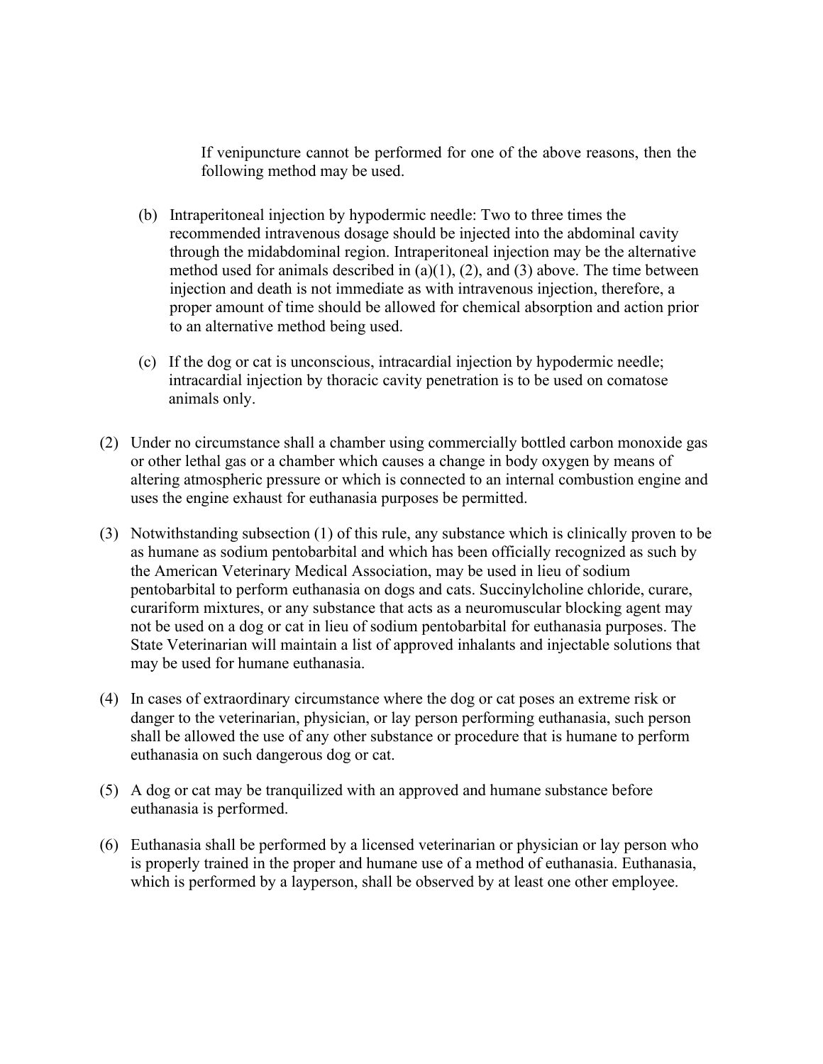If venipuncture cannot be performed for one of the above reasons, then the following method may be used.

(b) Intraperitoneal injection by hypodermic needle: Two to three times the recommended intravenous dosage should be injected into the abdominal cavity through the midabdominal region. Intraperitoneal injection may be the alternative method used for animals described in (a)(1), (2), and (3) above. The time between injection and death is not immediate as with intravenous injection, therefore, a proper amount of time should be allowed for chemical absorption and action prior to an alternative method being used.

(c) If the dog or cat is unconscious, intracardial injection by hypodermic needle; intracardial injection by thoracic cavity penetration is to be used on comatose animals only.

(2) Under no circumstance shall a chamber using commercially bottled carbon monoxide gas or other lethal gas or a chamber which causes a change in body oxygen by means of altering atmospheric pressure or which is connected to an internal combustion engine and uses the engine exhaust for euthanasia purposes be permitted.

(3) Notwithstanding subsection (1) of this rule, any substance which is clinically proven to be as humane as sodium pentobarbital and which has been officially recognized as such by the American Veterinary Medical Association, may be used in lieu of sodium pentobarbital to perform euthanasia on dogs and cats. Succinylcholine chloride, curare, curariform mixtures, or any substance that acts as a neuromuscular blocking agent may not be used on a dog or cat in lieu of sodium pentobarbital for euthanasia purposes. The State Veterinarian will maintain a list of approved inhalants and injectable solutions that may be used for humane euthanasia.

(4) In cases of extraordinary circumstance where the dog or cat poses an extreme risk or danger to the veterinarian, physician, or lay person performing euthanasia, such person shall be allowed the use of any other substance or procedure that is humane to perform euthanasia on such dangerous dog or cat.

(5) A dog or cat may be tranquilized with an approved and humane substance before euthanasia is performed.

(6) Euthanasia shall be performed by a licensed veterinarian or physician or lay person who is properly trained in the proper and humane use of a method of euthanasia. Euthanasia, which is performed by a layperson, shall be observed by at least one other employee.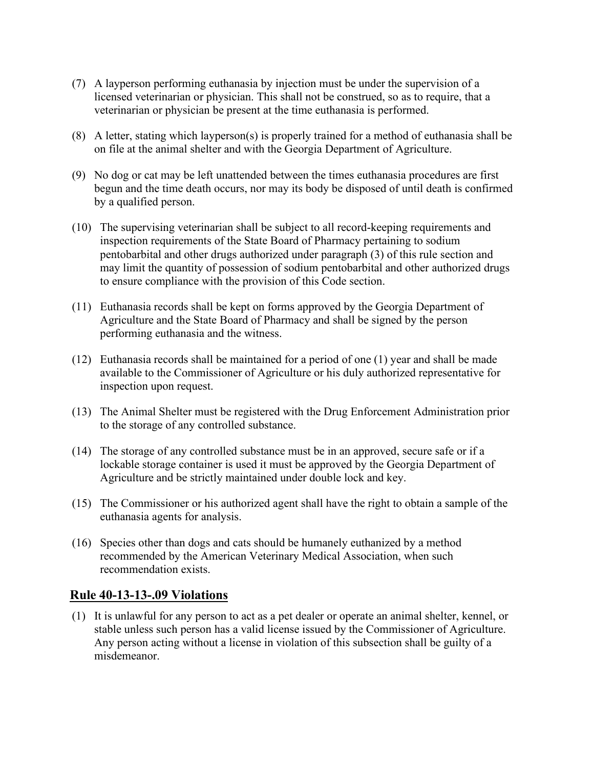(7) A layperson performing euthanasia by injection must be under the supervision of a licensed veterinarian or physician. This shall not be construed, so as to require, that a veterinarian or physician be present at the time euthanasia is performed.

(8) A letter, stating which layperson(s) is properly trained for a method of euthanasia shall be on file at the animal shelter and with the Georgia Department of Agriculture.

(9) No dog or cat may be left unattended between the times euthanasia procedures are first begun and the time death occurs, nor may its body be disposed of until death is confirmed by a qualified person.

(10) The supervising veterinarian shall be subject to all record-keeping requirements and inspection requirements of the State Board of Pharmacy pertaining to sodium pentobarbital and other drugs authorized under paragraph (3) of this rule section and may limit the quantity of possession of sodium pentobarbital and other authorized drugs to ensure compliance with the provision of this Code section.

(11) Euthanasia records shall be kept on forms approved by the Georgia Department of Agriculture and the State Board of Pharmacy and shall be signed by the person performing euthanasia and the witness.

(12) Euthanasia records shall be maintained for a period of one (1) year and shall be made available to the Commissioner of Agriculture or his duly authorized representative for inspection upon request.

(13) The Animal Shelter must be registered with the Drug Enforcement Administration prior to the storage of any controlled substance.

(14) The storage of any controlled substance must be in an approved, secure safe or if a lockable storage container is used it must be approved by the Georgia Department of Agriculture and be strictly maintained under double lock and key.

(15) The Commissioner or his authorized agent shall have the right to obtain a sample of the euthanasia agents for analysis.

(16) Species other than dogs and cats should be humanely euthanized by a method recommended by the American Veterinary Medical Association, when such recommendation exists.

## Rule 40-13-13-.09 Violations

(1) It is unlawful for any person to act as a pet dealer or operate an animal shelter, kennel, or stable unless such person has a valid license issued by the Commissioner of Agriculture. Any person acting without a license in violation of this subsection shall be guilty of a misdemeanor.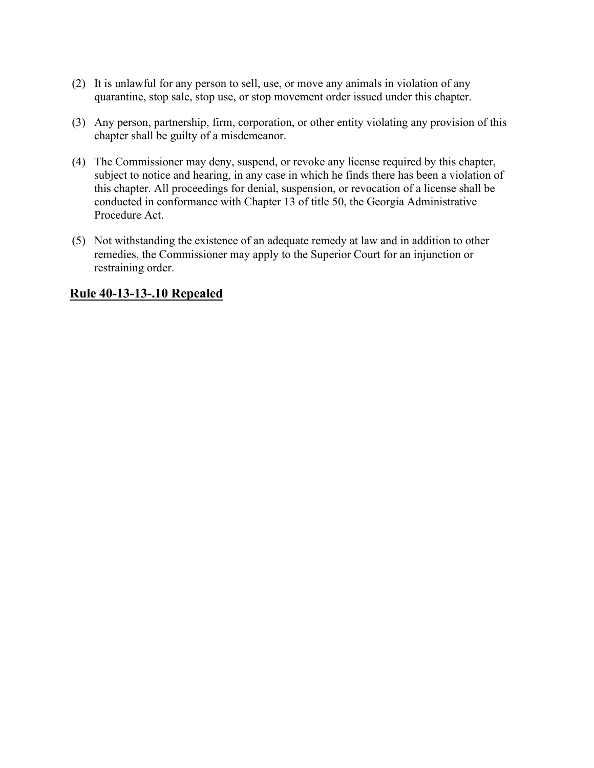(2) It is unlawful for any person to sell, use, or move any animals in violation of any quarantine, stop sale, stop use, or stop movement order issued under this chapter.

(3) Any person, partnership, firm, corporation, or other entity violating any provision of this chapter shall be guilty of a misdemeanor.

(4) The Commissioner may deny, suspend, or revoke any license required by this chapter, subject to notice and hearing, in any case in which he finds there has been a violation of this chapter. All proceedings for denial, suspension, or revocation of a license shall be conducted in conformance with Chapter 13 of title 50, the Georgia Administrative Procedure Act.

(5) Not withstanding the existence of an adequate remedy at law and in addition to other remedies, the Commissioner may apply to the Superior Court for an injunction or restraining order.

## Rule 40-13-13-.10 Repealed